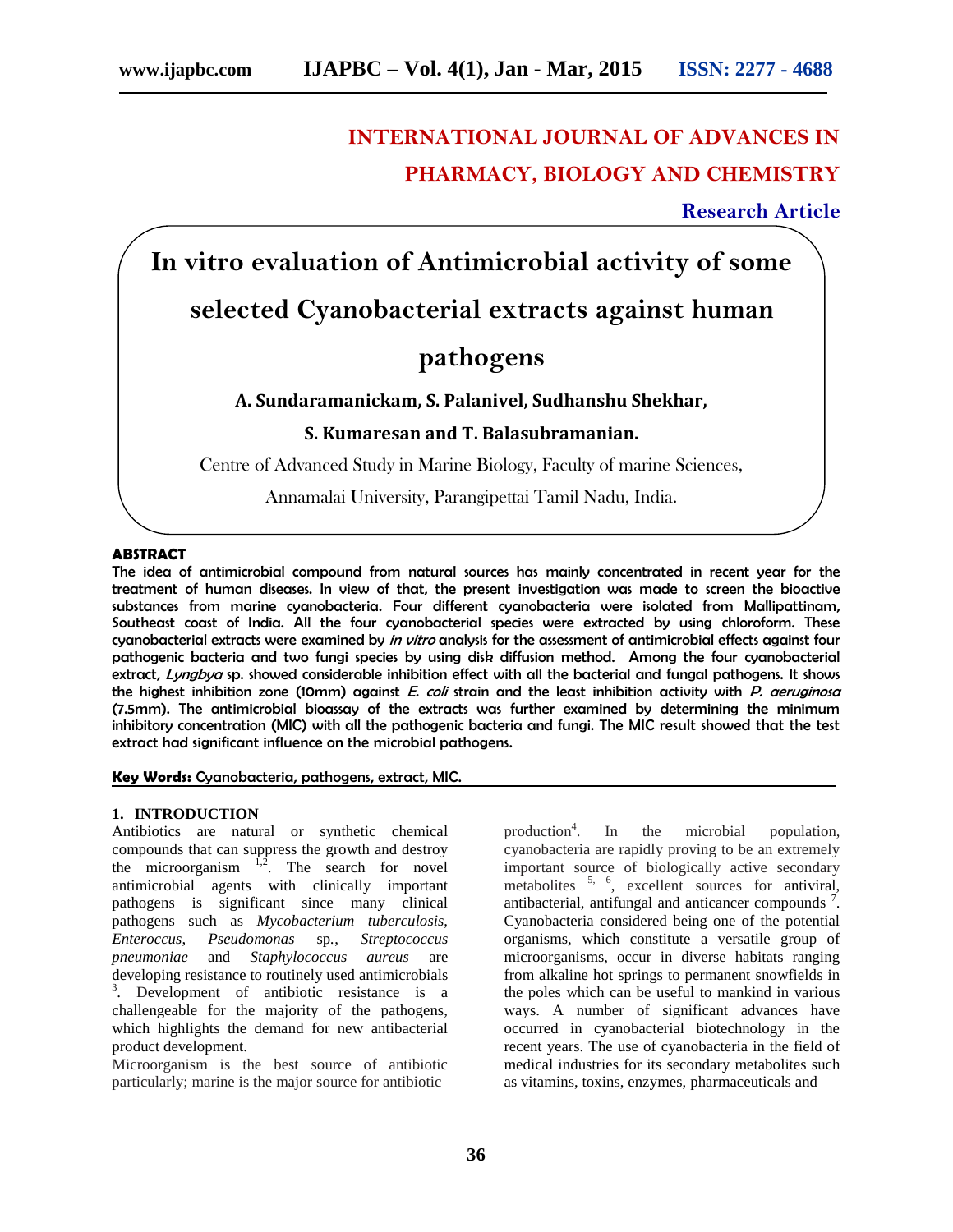# INTERNATIONAL JOURNAL OF ADVANCES IN PHARMACY, BIOLOGY AND CHEMISTRY

**Research Article**

# In vitro evaluation of Antimicrobial activity of some selected Cyanobacterial extracts against human pathogens

**A. Sundaramanickam, S. Palanivel, Sudhanshu Shekhar, S. Kumaresan and T. Balasubramanian.**

Centre of Advanced Study in Marine Biology, Faculty of marine Sciences, Annamalai University, Parangipettai Tamil Nadu, India.

## ABSTRACT

**The idea of antimicrobial compound from natural sources has mainly concentrated in recent year for the treatment of human diseases. In view of that, the present investigation was made to screen the bioactive substances from marine cyanobacteria. Four different cyanobacteria were isolated from Mallipattinam, Southeast coast of India. All the four cyanobacterial species were extracted by using chloroform. These cyanobacterial extracts were examined by *in vitro* analysis for the assessment of antimicrobial effects against four pathogenic bacteria and two fungi species by using disk diffusion method. Among the four cyanobacterial extract, *Lyngbya* sp. showed considerable inhibition effect with all the bacterial and fungal pathogens. It shows the highest inhibition zone (10mm) against *E. coli* strain and the least inhibition activity with *P. aeruginosa* (7.5mm). The antimicrobial bioassay of the extracts was further examined by determining the minimum inhibitory concentration (MIC) with all the pathogenic bacteria and fungi. The MIC result showed that the test extract had significant influence on the microbial pathogens.**

**Key Words:** Cyanobacteria, pathogens, extract, MIC.

## 1. INTRODUCTION

Antibiotics are natural or synthetic chemical compounds that can suppress the growth and destroy the microorganism [1,2]. The search for novel antimicrobial agents with clinically important pathogens is significant since many clinical pathogens such as *Mycobacterium tuberculosis*, *Enteroccus*, *Pseudomonas* sp., *Streptococcus pneumoniae* and *Staphylococcus aureus* are developing resistance to routinely used antimicrobials [3]. Development of antibiotic resistance is a challengeable for the majority of the pathogens, which highlights the demand for new antibacterial product development.

Microorganism is the best source of antibiotic particularly; marine is the major source for antibiotic production[4]. In the microbial population, cyanobacteria are rapidly proving to be an extremely important source of biologically active secondary metabolites [5, 6], excellent sources for antiviral, antibacterial, antifungal and anticancer compounds [7]. Cyanobacteria considered being one of the potential organisms, which constitute a versatile group of microorganisms, occur in diverse habitats ranging from alkaline hot springs to permanent snowfields in the poles which can be useful to mankind in various ways. A number of significant advances have occurred in cyanobacterial biotechnology in the recent years. The use of cyanobacteria in the field of medical industries for its secondary metabolites such as vitamins, toxins, enzymes, pharmaceuticals and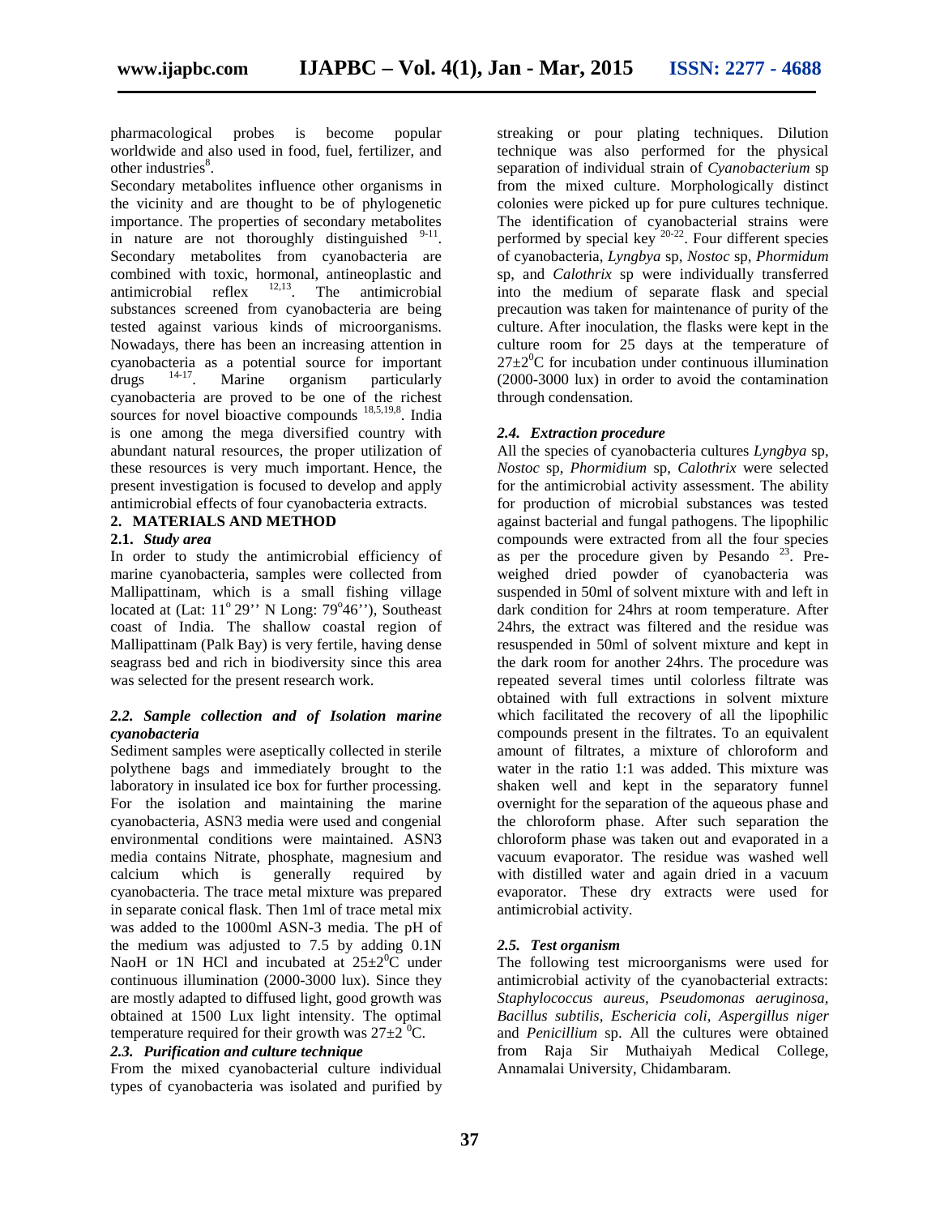pharmacological probes is become popular worldwide and also used in food, fuel, fertilizer, and other industries[8].

Secondary metabolites influence other organisms in the vicinity and are thought to be of phylogenetic importance. The properties of secondary metabolites in nature are not thoroughly distinguished [9-11]. Secondary metabolites from cyanobacteria are combined with toxic, hormonal, antineoplastic and antimicrobial reflex [12,13]. The antimicrobial substances screened from cyanobacteria are being tested against various kinds of microorganisms. Nowadays, there has been an increasing attention in cyanobacteria as a potential source for important drugs [14-17]. Marine organism particularly cyanobacteria are proved to be one of the richest sources for novel bioactive compounds [18,5,19,8]. India is one among the mega diversified country with abundant natural resources, the proper utilization of these resources is very much important. Hence, the present investigation is focused to develop and apply antimicrobial effects of four cyanobacteria extracts.

## 2. MATERIALS AND METHOD

### 2.1. *Study area*

In order to study the antimicrobial efficiency of marine cyanobacteria, samples were collected from Mallipattinam, which is a small fishing village located at (Lat: 11° 29'' N Long: 79°46''), Southeast coast of India. The shallow coastal region of Mallipattinam (Palk Bay) is very fertile, having dense seagrass bed and rich in biodiversity since this area was selected for the present research work.

### 2.2. *Sample collection and of Isolation marine cyanobacteria*

Sediment samples were aseptically collected in sterile polythene bags and immediately brought to the laboratory in insulated ice box for further processing. For the isolation and maintaining the marine cyanobacteria, ASN3 media were used and congenial environmental conditions were maintained. ASN3 media contains Nitrate, phosphate, magnesium and calcium which is generally required by cyanobacteria. The trace metal mixture was prepared in separate conical flask. Then 1ml of trace metal mix was added to the 1000ml ASN-3 media. The pH of the medium was adjusted to 7.5 by adding 0.1N NaoH or 1N HCl and incubated at $25\pm2^0$C under continuous illumination (2000-3000 lux). Since they are mostly adapted to diffused light, good growth was obtained at 1500 Lux light intensity. The optimal temperature required for their growth was $27\pm2\ ^0$C.

### 2.3. *Purification and culture technique*

From the mixed cyanobacterial culture individual types of cyanobacteria was isolated and purified by streaking or pour plating techniques. Dilution technique was also performed for the physical separation of individual strain of *Cyanobacterium* sp from the mixed culture. Morphologically distinct colonies were picked up for pure cultures technique. The identification of cyanobacterial strains were performed by special key [20-22]. Four different species of cyanobacteria, *Lyngbya* sp, *Nostoc* sp, *Phormidum* sp, and *Calothrix* sp were individually transferred into the medium of separate flask and special precaution was taken for maintenance of purity of the culture. After inoculation, the flasks were kept in the culture room for 25 days at the temperature of $27\pm2^0$C for incubation under continuous illumination (2000-3000 lux) in order to avoid the contamination through condensation.

### 2.4. *Extraction procedure*

All the species of cyanobacteria cultures *Lyngbya* sp, *Nostoc* sp, *Phormidium* sp, *Calothrix* were selected for the antimicrobial activity assessment. The ability for production of microbial substances was tested against bacterial and fungal pathogens. The lipophilic compounds were extracted from all the four species as per the procedure given by Pesando [23]. Pre-weighed dried powder of cyanobacteria was suspended in 50ml of solvent mixture with and left in dark condition for 24hrs at room temperature. After 24hrs, the extract was filtered and the residue was resuspended in 50ml of solvent mixture and kept in the dark room for another 24hrs. The procedure was repeated several times until colorless filtrate was obtained with full extractions in solvent mixture which facilitated the recovery of all the lipophilic compounds present in the filtrates. To an equivalent amount of filtrates, a mixture of chloroform and water in the ratio 1:1 was added. This mixture was shaken well and kept in the separatory funnel overnight for the separation of the aqueous phase and the chloroform phase. After such separation the chloroform phase was taken out and evaporated in a vacuum evaporator. The residue was washed well with distilled water and again dried in a vacuum evaporator. These dry extracts were used for antimicrobial activity.

### 2.5. *Test organism*

The following test microorganisms were used for antimicrobial activity of the cyanobacterial extracts: *Staphylococcus aureus, Pseudomonas aeruginosa, Bacillus subtilis, Eschericia coli, Aspergillus niger* and *Penicillium* sp. All the cultures were obtained from Raja Sir Muthaiyah Medical College, Annamalai University, Chidambaram.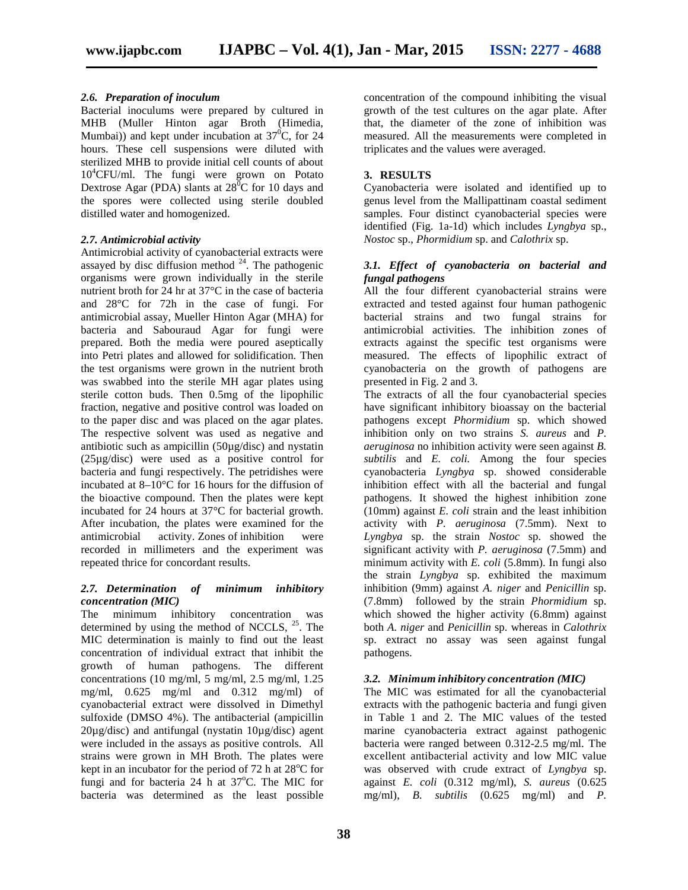### 2.6. Preparation of inoculum

Bacterial inoculums were prepared by cultured in MHB (Muller Hinton agar Broth (Himedia, Mumbai)) and kept under incubation at $37^0$C, for 24 hours. These cell suspensions were diluted with sterilized MHB to provide initial cell counts of about $10^4$CFU/ml. The fungi were grown on Potato Dextrose Agar (PDA) slants at $28^0$C for 10 days and the spores were collected using sterile doubled distilled water and homogenized.

### 2.7. Antimicrobial activity

Antimicrobial activity of cyanobacterial extracts were assayed by disc diffusion method [24]. The pathogenic organisms were grown individually in the sterile nutrient broth for 24 hr at 37°C in the case of bacteria and 28°C for 72h in the case of fungi. For antimicrobial assay, Mueller Hinton Agar (MHA) for bacteria and Sabouraud Agar for fungi were prepared. Both the media were poured aseptically into Petri plates and allowed for solidification. Then the test organisms were grown in the nutrient broth was swabbed into the sterile MH agar plates using sterile cotton buds. Then 0.5mg of the lipophilic fraction, negative and positive control was loaded on to the paper disc and was placed on the agar plates. The respective solvent was used as negative and antibiotic such as ampicillin (50µg/disc) and nystatin (25µg/disc) were used as a positive control for bacteria and fungi respectively. The petridishes were incubated at 8–10°C for 16 hours for the diffusion of the bioactive compound. Then the plates were kept incubated for 24 hours at 37°C for bacterial growth. After incubation, the plates were examined for the antimicrobial activity. Zones of inhibition were recorded in millimeters and the experiment was repeated thrice for concordant results.

### 2.7. Determination of minimum inhibitory concentration (MIC)

The minimum inhibitory concentration was determined by using the method of NCCLS, [25]. The MIC determination is mainly to find out the least concentration of individual extract that inhibit the growth of human pathogens. The different concentrations (10 mg/ml, 5 mg/ml, 2.5 mg/ml, 1.25 mg/ml, 0.625 mg/ml and 0.312 mg/ml) of cyanobacterial extract were dissolved in Dimethyl sulfoxide (DMSO 4%). The antibacterial (ampicillin 20µg/disc) and antifungal (nystatin 10µg/disc) agent were included in the assays as positive controls. All strains were grown in MH Broth. The plates were kept in an incubator for the period of 72 h at 28°C for fungi and for bacteria 24 h at 37°C. The MIC for bacteria was determined as the least possible concentration of the compound inhibiting the visual growth of the test cultures on the agar plate. After that, the diameter of the zone of inhibition was measured. All the measurements were completed in triplicates and the values were averaged.

## 3. RESULTS

Cyanobacteria were isolated and identified up to genus level from the Mallipattinam coastal sediment samples. Four distinct cyanobacterial species were identified (Fig. 1a-1d) which includes *Lyngbya* sp., *Nostoc* sp., *Phormidium* sp. and *Calothrix* sp.

### 3.1. Effect of cyanobacteria on bacterial and fungal pathogens

All the four different cyanobacterial strains were extracted and tested against four human pathogenic bacterial strains and two fungal strains for antimicrobial activities. The inhibition zones of extracts against the specific test organisms were measured. The effects of lipophilic extract of cyanobacteria on the growth of pathogens are presented in Fig. 2 and 3.

The extracts of all the four cyanobacterial species have significant inhibitory bioassay on the bacterial pathogens except *Phormidium* sp. which showed inhibition only on two strains *S. aureus* and *P. aeruginosa* no inhibition activity were seen against *B. subtilis* and *E. coli.* Among the four species cyanobacteria *Lyngbya* sp. showed considerable inhibition effect with all the bacterial and fungal pathogens. It showed the highest inhibition zone (10mm) against *E. coli* strain and the least inhibition activity with *P. aeruginosa* (7.5mm). Next to *Lyngbya* sp. the strain *Nostoc* sp. showed the significant activity with *P. aeruginosa* (7.5mm) and minimum activity with *E. coli* (5.8mm). In fungi also the strain *Lyngbya* sp. exhibited the maximum inhibition (9mm) against *A. niger* and *Penicillin* sp. (7.8mm) followed by the strain *Phormidium* sp. which showed the higher activity (6.8mm) against both *A. niger* and *Penicillin* sp. whereas in *Calothrix* sp. extract no assay was seen against fungal pathogens.

### 3.2. Minimum inhibitory concentration (MIC)

The MIC was estimated for all the cyanobacterial extracts with the pathogenic bacteria and fungi given in Table 1 and 2. The MIC values of the tested marine cyanobacteria extract against pathogenic bacteria were ranged between 0.312-2.5 mg/ml. The excellent antibacterial activity and low MIC value was observed with crude extract of *Lyngbya* sp. against *E. coli* (0.312 mg/ml), *S. aureus* (0.625 mg/ml), *B. subtilis* (0.625 mg/ml) and *P.*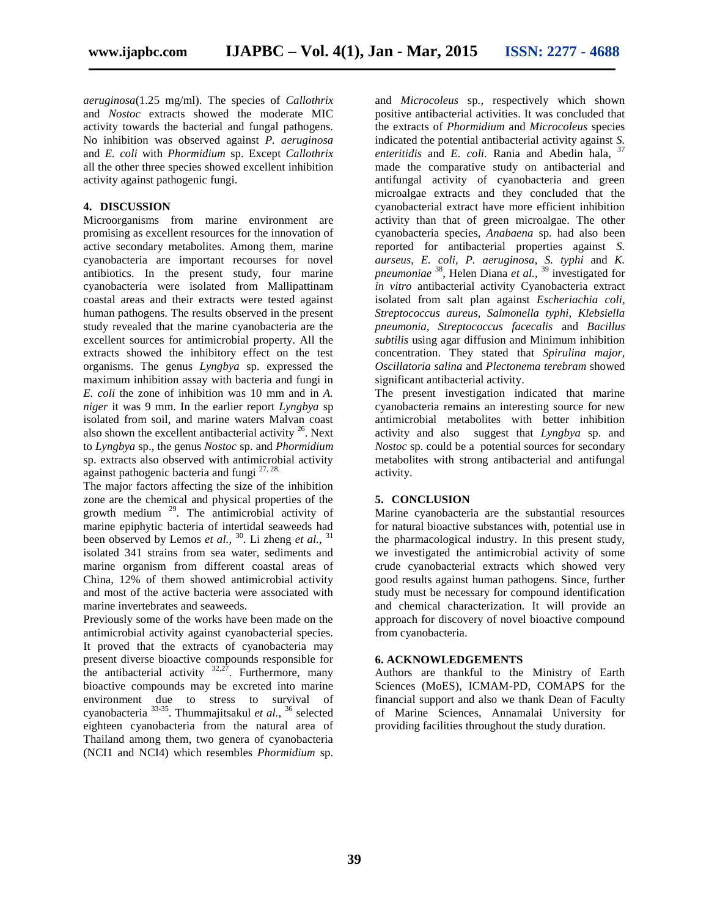*aeruginosa*(1.25 mg/ml). The species of *Callothrix* and *Nostoc* extracts showed the moderate MIC activity towards the bacterial and fungal pathogens. No inhibition was observed against *P. aeruginosa* and *E. coli* with *Phormidium* sp. Except *Callothrix* all the other three species showed excellent inhibition activity against pathogenic fungi.

## 4. DISCUSSION

Microorganisms from marine environment are promising as excellent resources for the innovation of active secondary metabolites. Among them, marine cyanobacteria are important recourses for novel antibiotics. In the present study, four marine cyanobacteria were isolated from Mallipattinam coastal areas and their extracts were tested against human pathogens. The results observed in the present study revealed that the marine cyanobacteria are the excellent sources for antimicrobial property. All the extracts showed the inhibitory effect on the test organisms. The genus *Lyngbya* sp. expressed the maximum inhibition assay with bacteria and fungi in *E. coli* the zone of inhibition was 10 mm and in *A. niger* it was 9 mm. In the earlier report *Lyngbya* sp isolated from soil, and marine waters Malvan coast also shown the excellent antibacterial activity [26]. Next to *Lyngbya* sp., the genus *Nostoc* sp. and *Phormidium* sp. extracts also observed with antimicrobial activity against pathogenic bacteria and fungi [27, 28].

The major factors affecting the size of the inhibition zone are the chemical and physical properties of the growth medium [29]. The antimicrobial activity of marine epiphytic bacteria of intertidal seaweeds had been observed by Lemos *et al.,* [30]. Li zheng *et al.,* [31] isolated 341 strains from sea water, sediments and marine organism from different coastal areas of China, 12% of them showed antimicrobial activity and most of the active bacteria were associated with marine invertebrates and seaweeds.

Previously some of the works have been made on the antimicrobial activity against cyanobacterial species. It proved that the extracts of cyanobacteria may present diverse bioactive compounds responsible for the antibacterial activity [32,27]. Furthermore, many bioactive compounds may be excreted into marine environment due to stress to survival of cyanobacteria [33-35]. Thummajitsakul *et al.,* [36] selected eighteen cyanobacteria from the natural area of Thailand among them, two genera of cyanobacteria (NCI1 and NCI4) which resembles *Phormidium* sp. and *Microcoleus* sp., respectively which shown positive antibacterial activities. It was concluded that the extracts of *Phormidium* and *Microcoleus* species indicated the potential antibacterial activity against *S. enteritidis* and *E. coli.* Rania and Abedin hala, [37] made the comparative study on antibacterial and antifungal activity of cyanobacteria and green microalgae extracts and they concluded that the cyanobacterial extract have more efficient inhibition activity than that of green microalgae. The other cyanobacteria species, *Anabaena* sp. had also been reported for antibacterial properties against *S. aurseus*, *E. coli*, *P. aeruginosa*, *S. typhi* and *K. pneumoniae* [38], Helen Diana *et al.,* [39] investigated for *in vitro* antibacterial activity Cyanobacteria extract isolated from salt plan against *Escheriachia coli, Streptococcus aureus, Salmonella typhi, Klebsiella pneumonia, Streptococcus facecalis* and *Bacillus subtilis* using agar diffusion and Minimum inhibition concentration. They stated that *Spirulina major, Oscillatoria salina* and *Plectonema terebram* showed significant antibacterial activity.

The present investigation indicated that marine cyanobacteria remains an interesting source for new antimicrobial metabolites with better inhibition activity and also suggest that *Lyngbya* sp. and *Nostoc* sp. could be a potential sources for secondary metabolites with strong antibacterial and antifungal activity.

## 5. CONCLUSION

Marine cyanobacteria are the substantial resources for natural bioactive substances with, potential use in the pharmacological industry. In this present study, we investigated the antimicrobial activity of some crude cyanobacterial extracts which showed very good results against human pathogens. Since, further study must be necessary for compound identification and chemical characterization. It will provide an approach for discovery of novel bioactive compound from cyanobacteria.

## 6. ACKNOWLEDGEMENTS

Authors are thankful to the Ministry of Earth Sciences (MoES), ICMAM-PD, COMAPS for the financial support and also we thank Dean of Faculty of Marine Sciences, Annamalai University for providing facilities throughout the study duration.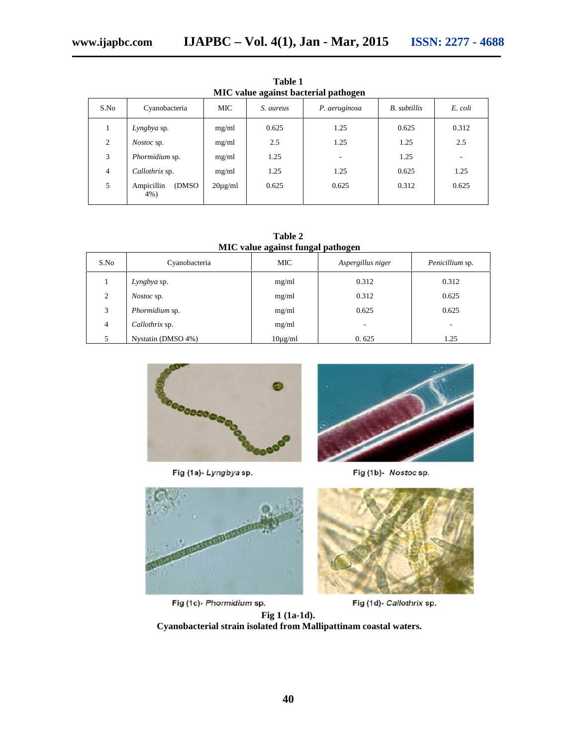**Table 1**
**MIC value against bacterial pathogen**

| S.No | Cyanobacteria | MIC | *S. aureus* | *P. aeruginosa* | *B. subtillis* | *E. coli* |
|---|---|---|---|---|---|---|
| 1 | *Lyngbya* sp. | mg/ml | 0.625 | 1.25 | 0.625 | 0.312 |
| 2 | *Nostoc* sp. | mg/ml | 2.5 | 1.25 | 1.25 | 2.5 |
| 3 | *Phormidium* sp. | mg/ml | 1.25 | - | 1.25 | - |
| 4 | *Callothrix* sp. | mg/ml | 1.25 | 1.25 | 0.625 | 1.25 |
| 5 | Ampicillin (DMSO 4%) | 20µg/ml | 0.625 | 0.625 | 0.312 | 0.625 |

**Table 2**
**MIC value against fungal pathogen**

| S.No | Cyanobacteria | MIC | *Aspergillus niger* | *Penicillium* sp. |
|---|---|---|---|---|
| 1 | *Lyngbya* sp. | mg/ml | 0.312 | 0.312 |
| 2 | *Nostoc* sp. | mg/ml | 0.312 | 0.625 |
| 3 | *Phormidium* sp. | mg/ml | 0.625 | 0.625 |
| 4 | *Callothrix* sp. | mg/ml | - | - |
| 5 | Nystatin (DMSO 4%) | 10µg/ml | 0. 625 | 1.25 |

Fig (1a)- *Lyngbya* sp.

Fig (1b)- *Nostoc* sp.

Fig (1c)- *Phormidium* sp.

Fig (1d)- *Callothrix* sp.

**Fig 1 (1a-1d).**
**Cyanobacterial strain isolated from Mallipattinam coastal waters.**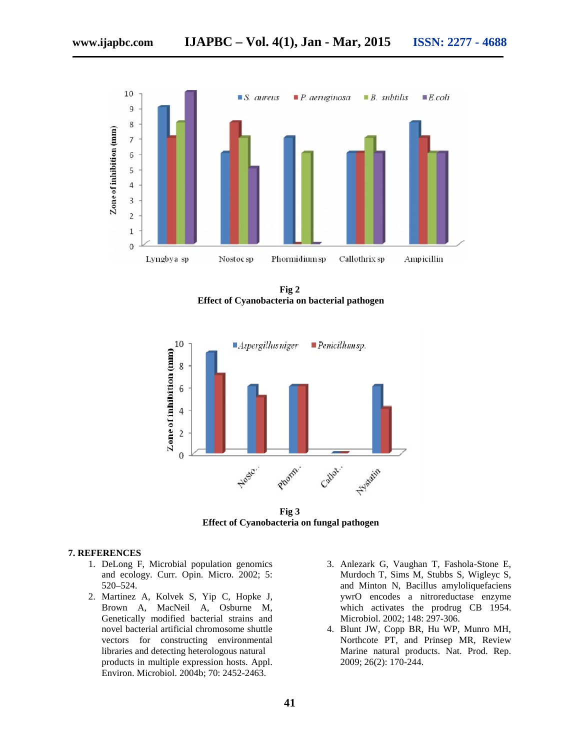Fig 2
**Effect of Cyanobacteria on bacterial pathogen**

Fig 3
**Effect of Cyanobacteria on fungal pathogen**

## 7. REFERENCES

1. DeLong F, Microbial population genomics and ecology. Curr. Opin. Micro. 2002; 5: 520–524.
2. Martinez A, Kolvek S, Yip C, Hopke J, Brown A, MacNeil A, Osburne M, Genetically modified bacterial strains and novel bacterial artificial chromosome shuttle vectors for constructing environmental libraries and detecting heterologous natural products in multiple expression hosts. Appl. Environ. Microbiol. 2004b; 70: 2452-2463.
3. Anlezark G, Vaughan T, Fashola-Stone E, Murdoch T, Sims M, Stubbs S, Wigleyc S, and Minton N, Bacillus amyloliquefaciens ywrO encodes a nitroreductase enzyme which activates the prodrug CB 1954. Microbiol. 2002; 148: 297-306.
4. Blunt JW, Copp BR, Hu WP, Munro MH, Northcote PT, and Prinsep MR, Review Marine natural products. Nat. Prod. Rep. 2009; 26(2): 170-244.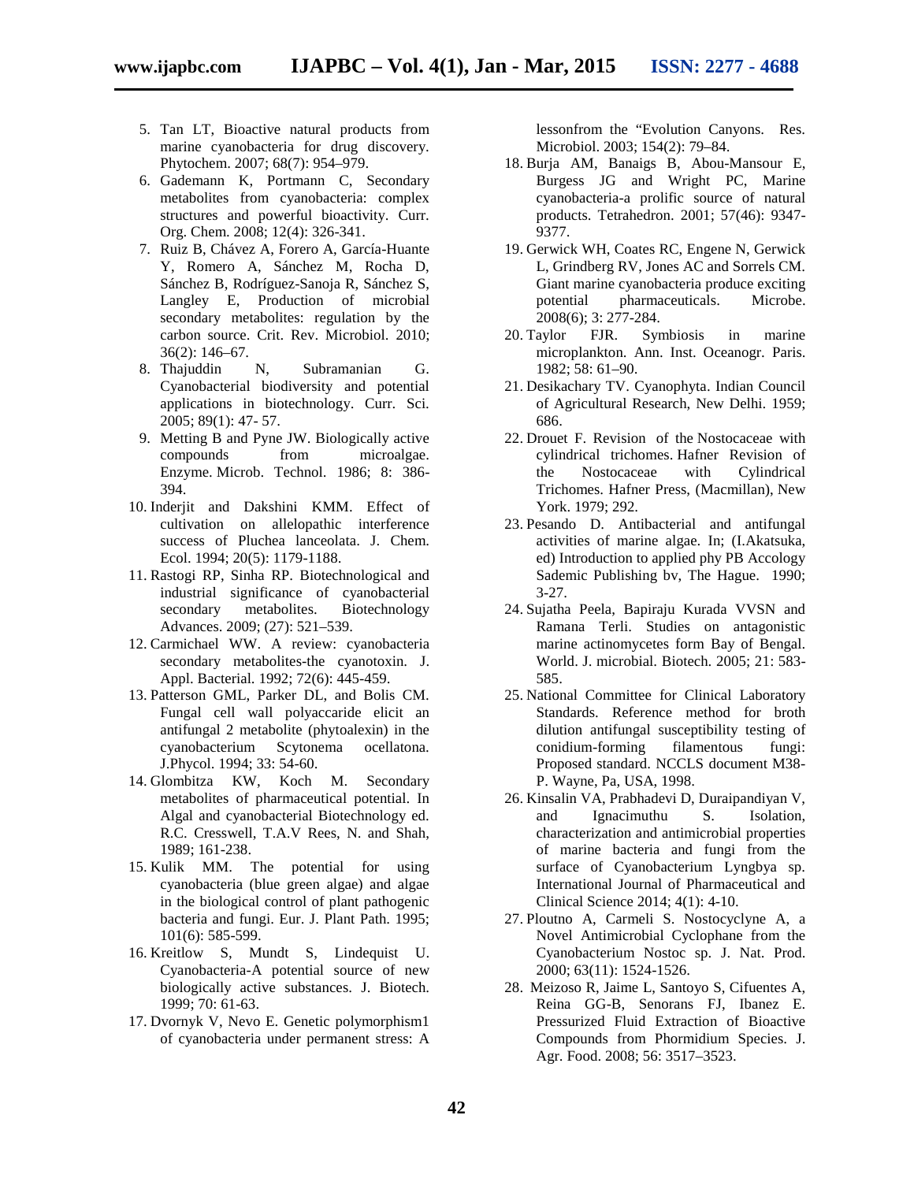5. Tan LT, Bioactive natural products from marine cyanobacteria for drug discovery. Phytochem. 2007; 68(7): 954–979.
6. Gademann K, Portmann C, Secondary metabolites from cyanobacteria: complex structures and powerful bioactivity. Curr. Org. Chem. 2008; 12(4): 326-341.
7. Ruiz B, Chávez A, Forero A, García-Huante Y, Romero A, Sánchez M, Rocha D, Sánchez B, Rodríguez-Sanoja R, Sánchez S, Langley E, Production of microbial secondary metabolites: regulation by the carbon source. Crit. Rev. Microbiol. 2010; 36(2): 146–67.
8. Thajuddin N, Subramanian G. Cyanobacterial biodiversity and potential applications in biotechnology. Curr. Sci. 2005; 89(1): 47- 57.
9. Metting B and Pyne JW. Biologically active compounds from microalgae. Enzyme. Microb. Technol. 1986; 8: 386-394.
10. Inderjit and Dakshini KMM. Effect of cultivation on allelopathic interference success of Pluchea lanceolata. J. Chem. Ecol. 1994; 20(5): 1179-1188.
11. Rastogi RP, Sinha RP. Biotechnological and industrial significance of cyanobacterial secondary metabolites. Biotechnology Advances. 2009; (27): 521–539.
12. Carmichael WW. A review: cyanobacteria secondary metabolites-the cyanotoxin. J. Appl. Bacterial. 1992; 72(6): 445-459.
13. Patterson GML, Parker DL, and Bolis CM. Fungal cell wall polyaccaride elicit an antifungal 2 metabolite (phytoalexin) in the cyanobacterium Scytonema ocellatona. J.Phycol. 1994; 33: 54-60.
14. Glombitza KW, Koch M. Secondary metabolites of pharmaceutical potential. In Algal and cyanobacterial Biotechnology ed. R.C. Cresswell, T.A.V Rees, N. and Shah, 1989; 161-238.
15. Kulik MM. The potential for using cyanobacteria (blue green algae) and algae in the biological control of plant pathogenic bacteria and fungi. Eur. J. Plant Path. 1995; 101(6): 585-599.
16. Kreitlow S, Mundt S, Lindequist U. Cyanobacteria-A potential source of new biologically active substances. J. Biotech. 1999; 70: 61-63.
17. Dvornyk V, Nevo E. Genetic polymorphism1 of cyanobacteria under permanent stress: A lessonfrom the "Evolution Canyons. Res. Microbiol. 2003; 154(2): 79–84.
18. Burja AM, Banaigs B, Abou-Mansour E, Burgess JG and Wright PC, Marine cyanobacteria-a prolific source of natural products. Tetrahedron. 2001; 57(46): 9347-9377.
19. Gerwick WH, Coates RC, Engene N, Gerwick L, Grindberg RV, Jones AC and Sorrels CM. Giant marine cyanobacteria produce exciting potential pharmaceuticals. Microbe. 2008(6); 3: 277-284.
20. Taylor FJR. Symbiosis in marine microplankton. Ann. Inst. Oceanogr. Paris. 1982; 58: 61–90.
21. Desikachary TV. Cyanophyta. Indian Council of Agricultural Research, New Delhi. 1959; 686.
22. Drouet F. Revision of the Nostocaceae with cylindrical trichomes. Hafner Revision of the Nostocaceae with Cylindrical Trichomes. Hafner Press, (Macmillan), New York. 1979; 292.
23. Pesando D. Antibacterial and antifungal activities of marine algae. In; (I.Akatsuka, ed) Introduction to applied phy PB Accology Sademic Publishing bv, The Hague. 1990; 3-27.
24. Sujatha Peela, Bapiraju Kurada VVSN and Ramana Terli. Studies on antagonistic marine actinomycetes form Bay of Bengal. World. J. microbial. Biotech. 2005; 21: 583-585.
25. National Committee for Clinical Laboratory Standards. Reference method for broth dilution antifungal susceptibility testing of conidium-forming filamentous fungi: Proposed standard. NCCLS document M38-P. Wayne, Pa, USA, 1998.
26. Kinsalin VA, Prabhadevi D, Duraipandiyan V, and Ignacimuthu S. Isolation, characterization and antimicrobial properties of marine bacteria and fungi from the surface of Cyanobacterium Lyngbya sp. International Journal of Pharmaceutical and Clinical Science 2014; 4(1): 4-10.
27. Ploutno A, Carmeli S. Nostocyclyne A, a Novel Antimicrobial Cyclophane from the Cyanobacterium Nostoc sp. J. Nat. Prod. 2000; 63(11): 1524-1526.
28. Meizoso R, Jaime L, Santoyo S, Cifuentes A, Reina GG-B, Senorans FJ, Ibanez E. Pressurized Fluid Extraction of Bioactive Compounds from Phormidium Species. J. Agr. Food. 2008; 56: 3517–3523.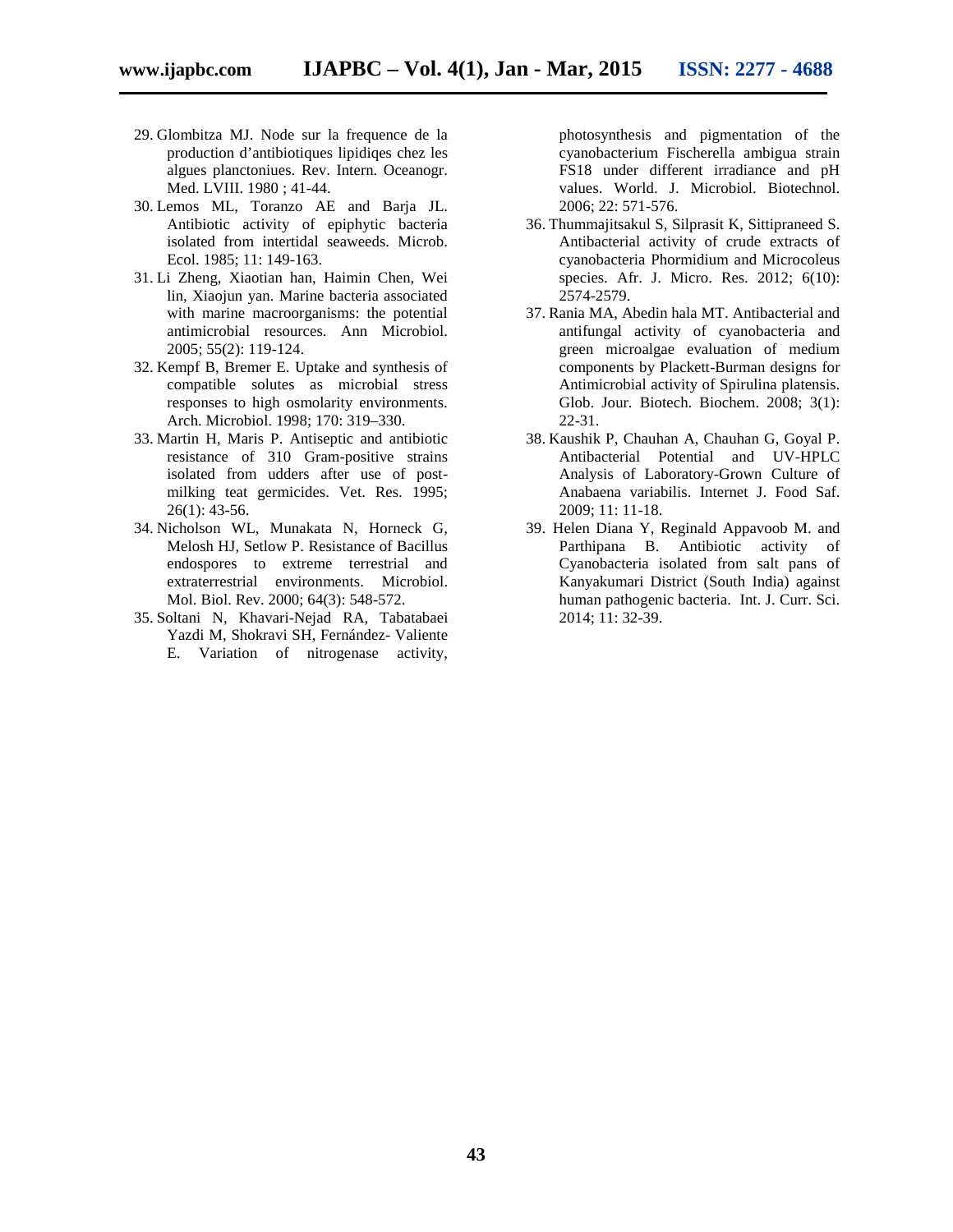29. Glombitza MJ. Node sur la frequence de la production d'antibiotiques lipidiqes chez les algues planctoniues. Rev. Intern. Oceanogr. Med. LVIII. 1980 ; 41-44.
30. Lemos ML, Toranzo AE and Barja JL. Antibiotic activity of epiphytic bacteria isolated from intertidal seaweeds. Microb. Ecol. 1985; 11: 149-163.
31. Li Zheng, Xiaotian han, Haimin Chen, Wei lin, Xiaojun yan. Marine bacteria associated with marine macroorganisms: the potential antimicrobial resources. Ann Microbiol. 2005; 55(2): 119-124.
32. Kempf B, Bremer E. Uptake and synthesis of compatible solutes as microbial stress responses to high osmolarity environments. Arch. Microbiol. 1998; 170: 319–330.
33. Martin H, Maris P. Antiseptic and antibiotic resistance of 310 Gram-positive strains isolated from udders after use of post-milking teat germicides. Vet. Res. 1995; 26(1): 43-56.
34. Nicholson WL, Munakata N, Horneck G, Melosh HJ, Setlow P. Resistance of Bacillus endospores to extreme terrestrial and extraterrestrial environments. Microbiol. Mol. Biol. Rev. 2000; 64(3): 548-572.
35. Soltani N, Khavari-Nejad RA, Tabatabaei Yazdi M, Shokravi SH, Fernández- Valiente E. Variation of nitrogenase activity, photosynthesis and pigmentation of the cyanobacterium Fischerella ambigua strain FS18 under different irradiance and pH values. World. J. Microbiol. Biotechnol. 2006; 22: 571-576.
36. Thummajitsakul S, Silprasit K, Sittipraneed S. Antibacterial activity of crude extracts of cyanobacteria Phormidium and Microcoleus species. Afr. J. Micro. Res. 2012; 6(10): 2574-2579.
37. Rania MA, Abedin hala MT. Antibacterial and antifungal activity of cyanobacteria and green microalgae evaluation of medium components by Plackett-Burman designs for Antimicrobial activity of Spirulina platensis. Glob. Jour. Biotech. Biochem. 2008; 3(1): 22-31.
38. Kaushik P, Chauhan A, Chauhan G, Goyal P. Antibacterial Potential and UV-HPLC Analysis of Laboratory-Grown Culture of Anabaena variabilis. Internet J. Food Saf. 2009; 11: 11-18.
39. Helen Diana Y, Reginald Appavoob M. and Parthipana B. Antibiotic activity of Cyanobacteria isolated from salt pans of Kanyakumari District (South India) against human pathogenic bacteria. Int. J. Curr. Sci. 2014; 11: 32-39.